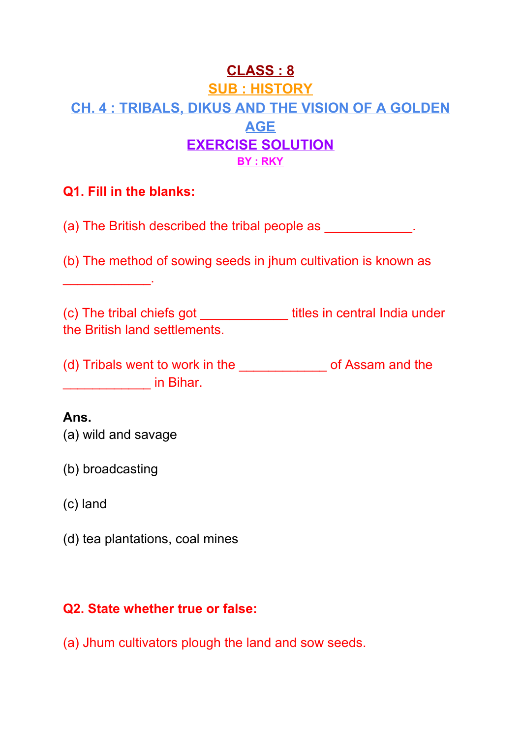# CLASS : 8

## SUB : HISTORY

## CH. 4 : TRIBALS, DIKUS AND THE VISION OF A GOLDEN AGE

## EXERCISE SOLUTION

**BY : RKY**

**Q1. Fill in the blanks:**

(a) The British described the tribal people as ____________.

(b) The method of sowing seeds in jhum cultivation is known as ____________.

(c) The tribal chiefs got ____________ titles in central India under the British land settlements.

(d) Tribals went to work in the ____________ of Assam and the ____________ in Bihar.

**Ans.**

(a) wild and savage

(b) broadcasting

(c) land

(d) tea plantations, coal mines

**Q2. State whether true or false:**

(a) Jhum cultivators plough the land and sow seeds.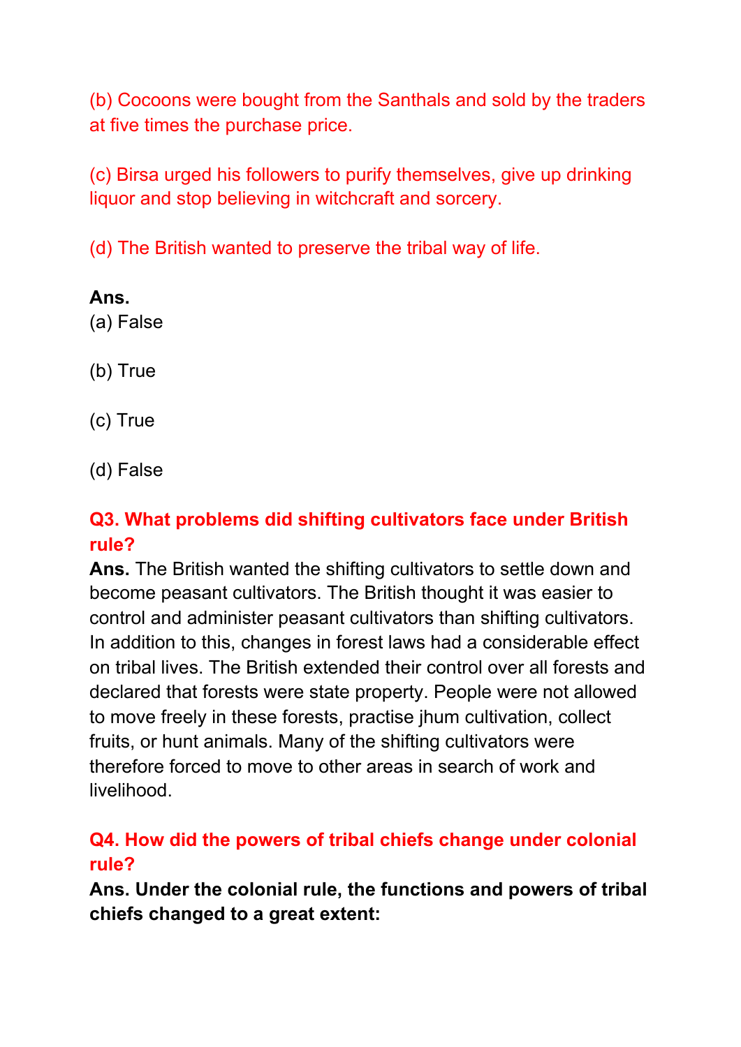(b) Cocoons were bought from the Santhals and sold by the traders at five times the purchase price.

(c) Birsa urged his followers to purify themselves, give up drinking liquor and stop believing in witchcraft and sorcery.

(d) The British wanted to preserve the tribal way of life.

**Ans.**
(a) False

(b) True

(c) True

(d) False

**Q3. What problems did shifting cultivators face under British rule?**

**Ans.** The British wanted the shifting cultivators to settle down and become peasant cultivators. The British thought it was easier to control and administer peasant cultivators than shifting cultivators. In addition to this, changes in forest laws had a considerable effect on tribal lives. The British extended their control over all forests and declared that forests were state property. People were not allowed to move freely in these forests, practise jhum cultivation, collect fruits, or hunt animals. Many of the shifting cultivators were therefore forced to move to other areas in search of work and livelihood.

**Q4. How did the powers of tribal chiefs change under colonial rule?**

**Ans. Under the colonial rule, the functions and powers of tribal chiefs changed to a great extent:**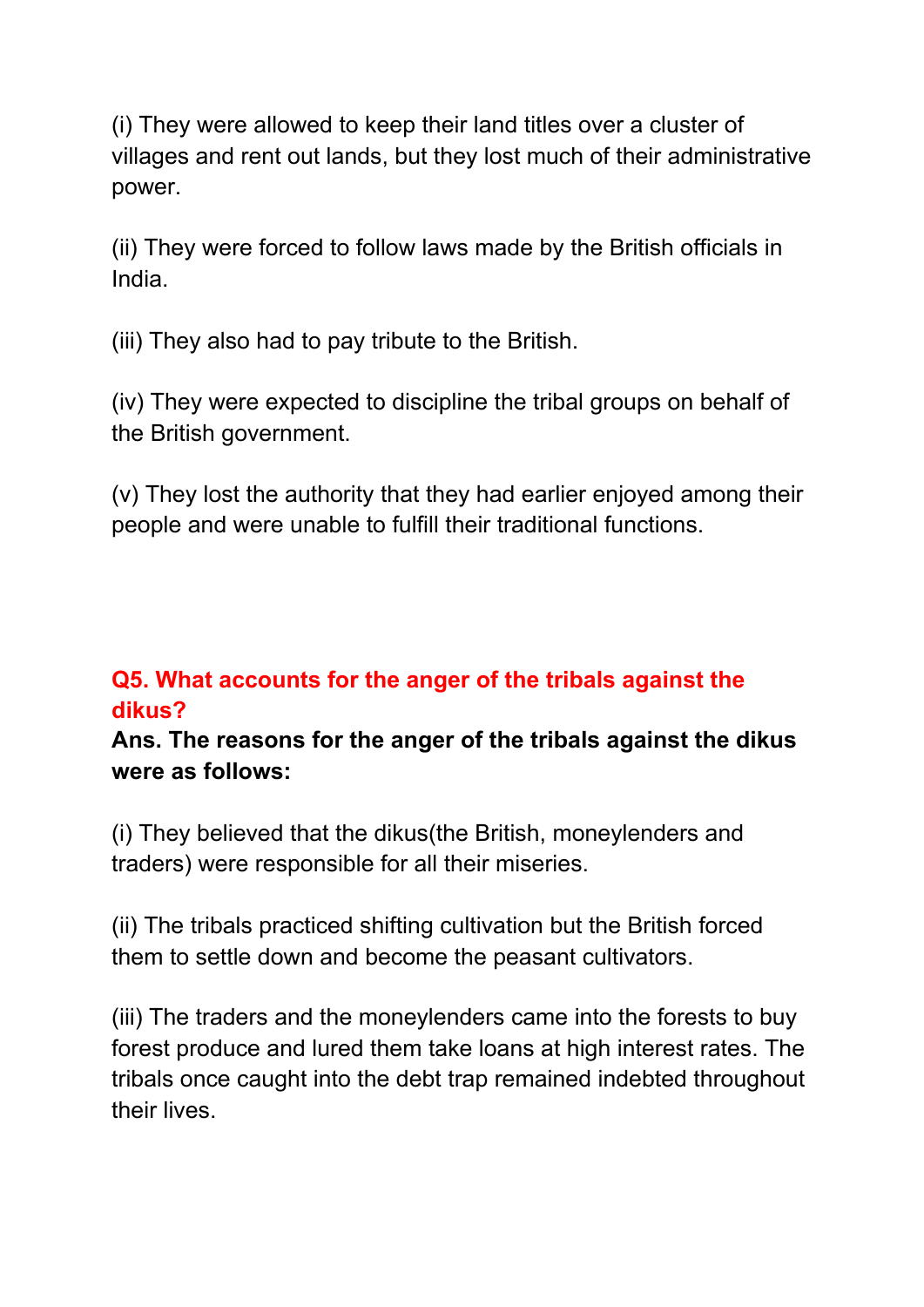(i) They were allowed to keep their land titles over a cluster of villages and rent out lands, but they lost much of their administrative power.

(ii) They were forced to follow laws made by the British officials in India.

(iii) They also had to pay tribute to the British.

(iv) They were expected to discipline the tribal groups on behalf of the British government.

(v) They lost the authority that they had earlier enjoyed among their people and were unable to fulfill their traditional functions.

**Q5. What accounts for the anger of the tribals against the dikus?**

**Ans. The reasons for the anger of the tribals against the dikus were as follows:**

(i) They believed that the dikus(the British, moneylenders and traders) were responsible for all their miseries.

(ii) The tribals practiced shifting cultivation but the British forced them to settle down and become the peasant cultivators.

(iii) The traders and the moneylenders came into the forests to buy forest produce and lured them take loans at high interest rates. The tribals once caught into the debt trap remained indebted throughout their lives.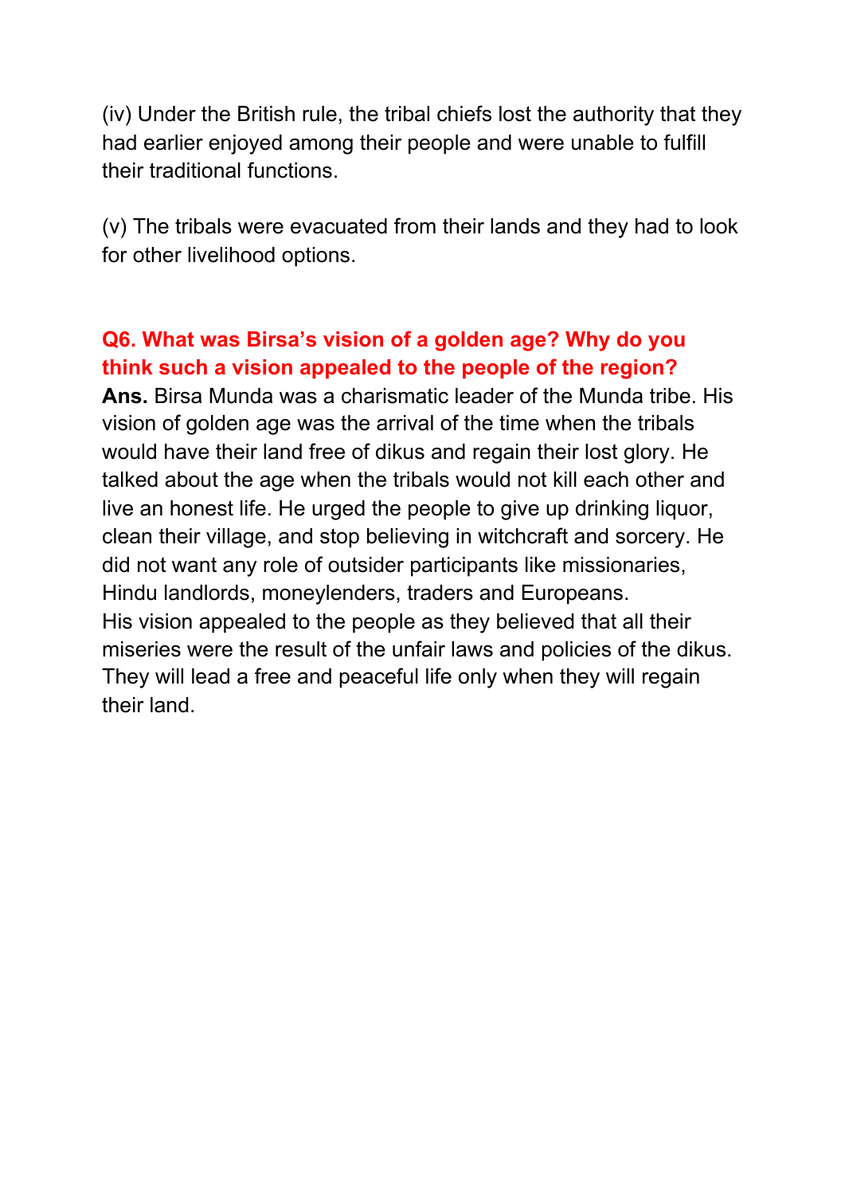(iv) Under the British rule, the tribal chiefs lost the authority that they had earlier enjoyed among their people and were unable to fulfill their traditional functions.

(v) The tribals were evacuated from their lands and they had to look for other livelihood options.

### Q6. What was Birsa's vision of a golden age? Why do you think such a vision appealed to the people of the region?

**Ans.** Birsa Munda was a charismatic leader of the Munda tribe. His vision of golden age was the arrival of the time when the tribals would have their land free of dikus and regain their lost glory. He talked about the age when the tribals would not kill each other and live an honest life. He urged the people to give up drinking liquor, clean their village, and stop believing in witchcraft and sorcery. He did not want any role of outsider participants like missionaries, Hindu landlords, moneylenders, traders and Europeans.
His vision appealed to the people as they believed that all their miseries were the result of the unfair laws and policies of the dikus. They will lead a free and peaceful life only when they will regain their land.